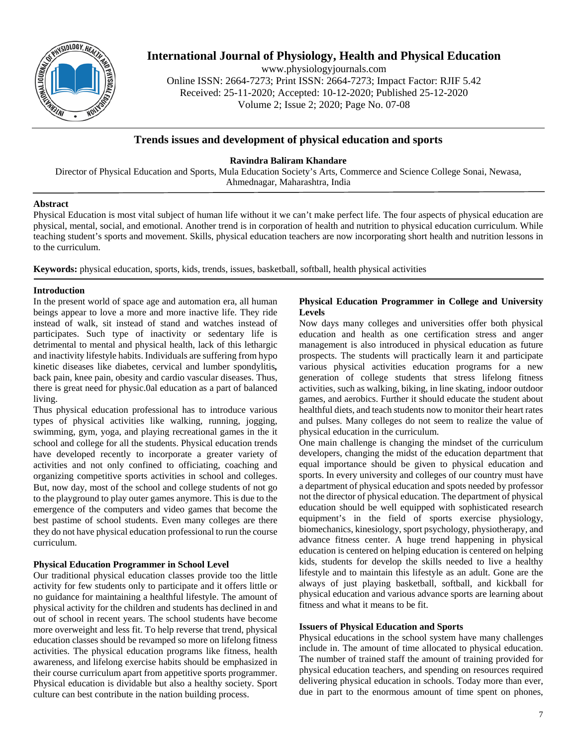# Trends issues and development of physical education and sports

**Ravindra Baliram Khandare**

Director of Physical Education and Sports, Mula Education Society's Arts, Commerce and Science College Sonai, Newasa, Ahmednagar, Maharashtra, India

## Abstract

Physical Education is most vital subject of human life without it we can't make perfect life. The four aspects of physical education are physical, mental, social, and emotional. Another trend is in corporation of health and nutrition to physical education curriculum. While teaching student's sports and movement. Skills, physical education teachers are now incorporating short health and nutrition lessons in to the curriculum.

**Keywords:** physical education, sports, kids, trends, issues, basketball, softball, health physical activities

## Introduction

In the present world of space age and automation era, all human beings appear to love a more and more inactive life. They ride instead of walk, sit instead of stand and watches instead of participates. Such type of inactivity or sedentary life is detrimental to mental and physical health, lack of this lethargic and inactivity lifestyle habits. Individuals are suffering from hypo kinetic diseases like diabetes, cervical and lumber spondylitis**,** back pain, knee pain, obesity and cardio vascular diseases. Thus, there is great need for physic.0al education as a part of balanced living.

Thus physical education professional has to introduce various types of physical activities like walking, running, jogging, swimming, gym, yoga, and playing recreational games in the it school and college for all the students. Physical education trends have developed recently to incorporate a greater variety of activities and not only confined to officiating, coaching and organizing competitive sports activities in school and colleges. But, now day, most of the school and college students of not go to the playground to play outer games anymore. This is due to the emergence of the computers and video games that become the best pastime of school students. Even many colleges are there they do not have physical education professional to run the course curriculum.

### Physical Education Programmer in School Level

Our traditional physical education classes provide too the little activity for few students only to participate and it offers little or no guidance for maintaining a healthful lifestyle. The amount of physical activity for the children and students has declined in and out of school in recent years. The school students have become more overweight and less fit. To help reverse that trend, physical education classes should be revamped so more on lifelong fitness activities. The physical education programs like fitness, health awareness, and lifelong exercise habits should be emphasized in their course curriculum apart from appetitive sports programmer. Physical education is dividable but also a healthy society. Sport culture can best contribute in the nation building process.

### Physical Education Programmer in College and University Levels

Now days many colleges and universities offer both physical education and health as one certification stress and anger management is also introduced in physical education as future prospects. The students will practically learn it and participate various physical activities education programs for a new generation of college students that stress lifelong fitness activities, such as walking, biking, in line skating, indoor outdoor games, and aerobics. Further it should educate the student about healthful diets, and teach students now to monitor their heart rates and pulses. Many colleges do not seem to realize the value of physical education in the curriculum.

One main challenge is changing the mindset of the curriculum developers, changing the midst of the education department that equal importance should be given to physical education and sports. In every university and colleges of our country must have a department of physical education and spots needed by professor not the director of physical education. The department of physical education should be well equipped with sophisticated research equipment's in the field of sports exercise physiology, biomechanics, kinesiology, sport psychology, physiotherapy, and advance fitness center. A huge trend happening in physical education is centered on helping education is centered on helping kids, students for develop the skills needed to live a healthy lifestyle and to maintain this lifestyle as an adult. Gone are the always of just playing basketball, softball, and kickball for physical education and various advance sports are learning about fitness and what it means to be fit.

### Issuers of Physical Education and Sports

Physical educations in the school system have many challenges include in. The amount of time allocated to physical education. The number of trained staff the amount of training provided for physical education teachers, and spending on resources required delivering physical education in schools. Today more than ever, due in part to the enormous amount of time spent on phones,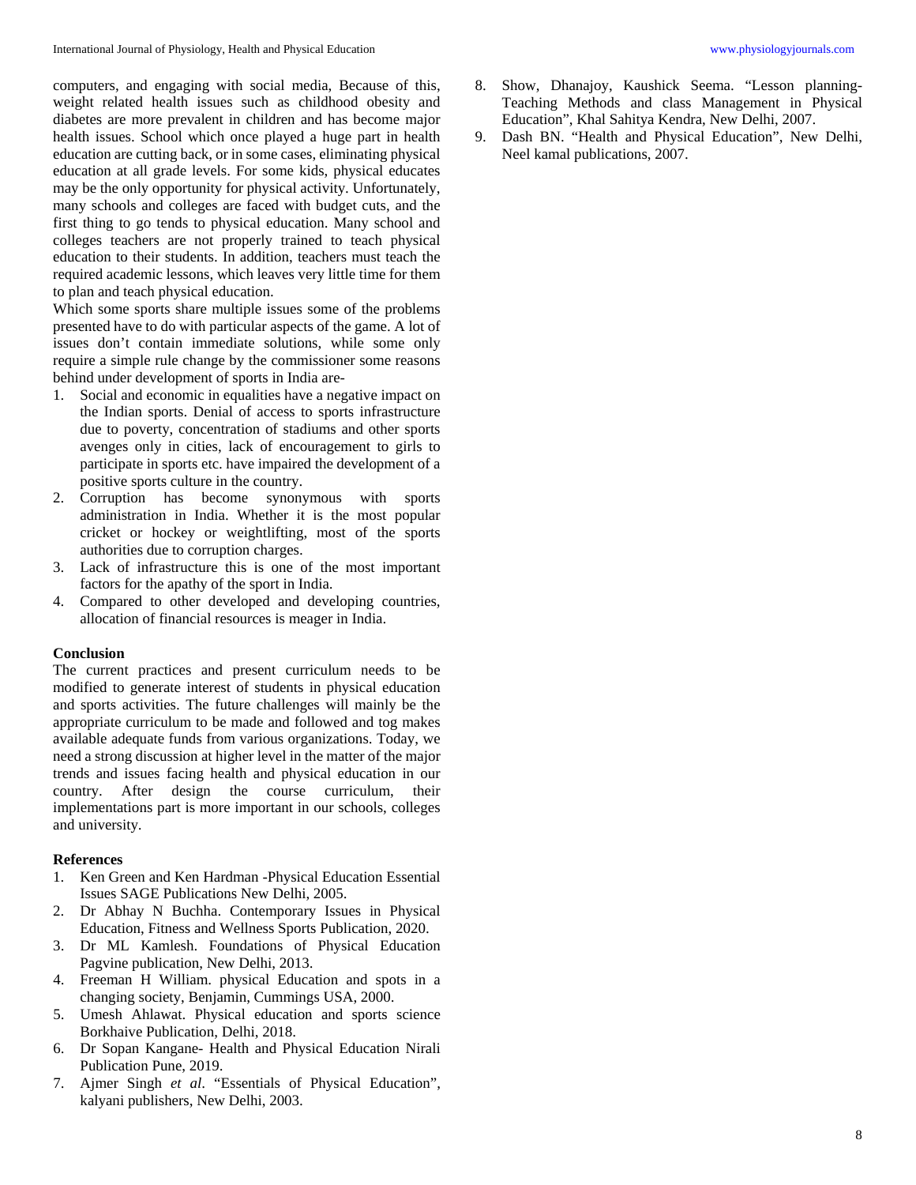computers, and engaging with social media, Because of this, weight related health issues such as childhood obesity and diabetes are more prevalent in children and has become major health issues. School which once played a huge part in health education are cutting back, or in some cases, eliminating physical education at all grade levels. For some kids, physical educates may be the only opportunity for physical activity. Unfortunately, many schools and colleges are faced with budget cuts, and the first thing to go tends to physical education. Many school and colleges teachers are not properly trained to teach physical education to their students. In addition, teachers must teach the required academic lessons, which leaves very little time for them to plan and teach physical education.

Which some sports share multiple issues some of the problems presented have to do with particular aspects of the game. A lot of issues don't contain immediate solutions, while some only require a simple rule change by the commissioner some reasons behind under development of sports in India are-

1. Social and economic in equalities have a negative impact on the Indian sports. Denial of access to sports infrastructure due to poverty, concentration of stadiums and other sports avenges only in cities, lack of encouragement to girls to participate in sports etc. have impaired the development of a positive sports culture in the country.
2. Corruption has become synonymous with sports administration in India. Whether it is the most popular cricket or hockey or weightlifting, most of the sports authorities due to corruption charges.
3. Lack of infrastructure this is one of the most important factors for the apathy of the sport in India.
4. Compared to other developed and developing countries, allocation of financial resources is meager in India.

**Conclusion**

The current practices and present curriculum needs to be modified to generate interest of students in physical education and sports activities. The future challenges will mainly be the appropriate curriculum to be made and followed and tog makes available adequate funds from various organizations. Today, we need a strong discussion at higher level in the matter of the major trends and issues facing health and physical education in our country. After design the course curriculum, their implementations part is more important in our schools, colleges and university.

**References**

1. Ken Green and Ken Hardman -Physical Education Essential Issues SAGE Publications New Delhi, 2005.
2. Dr Abhay N Buchha. Contemporary Issues in Physical Education, Fitness and Wellness Sports Publication, 2020.
3. Dr ML Kamlesh. Foundations of Physical Education Pagvine publication, New Delhi, 2013.
4. Freeman H William. physical Education and spots in a changing society, Benjamin, Cummings USA, 2000.
5. Umesh Ahlawat. Physical education and sports science Borkhaive Publication, Delhi, 2018.
6. Dr Sopan Kangane- Health and Physical Education Nirali Publication Pune, 2019.
7. Ajmer Singh *et al*. "Essentials of Physical Education", kalyani publishers, New Delhi, 2003.
8. Show, Dhanajoy, Kaushick Seema. "Lesson planning-Teaching Methods and class Management in Physical Education", Khal Sahitya Kendra, New Delhi, 2007.
9. Dash BN. "Health and Physical Education", New Delhi, Neel kamal publications, 2007.